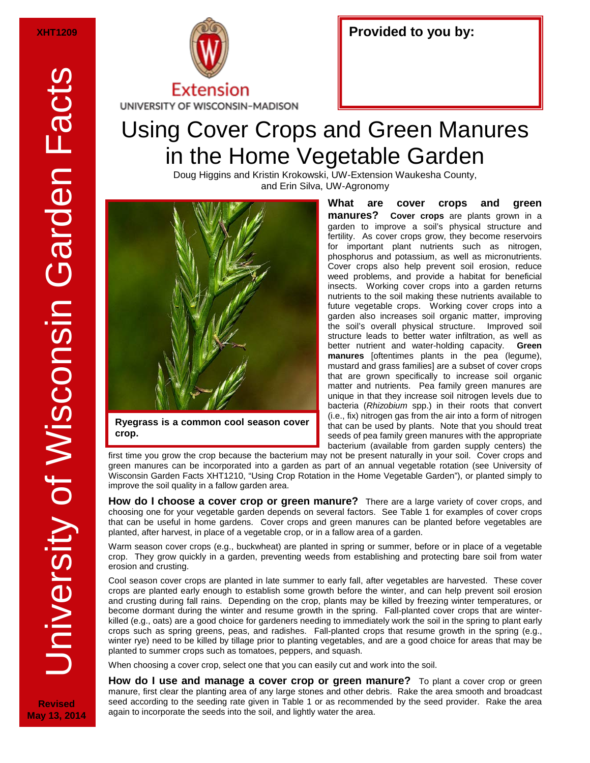XHT1209

University of Wisconsin Garden Facts

Extension
UNIVERSITY OF WISCONSIN-MADISON

**Provided to you by:**

# Using Cover Crops and Green Manures in the Home Vegetable Garden

Doug Higgins and Kristin Krokowski, UW-Extension Waukesha County, and Erin Silva, UW-Agronomy

**Ryegrass is a common cool season cover crop.**

**What are cover crops and green manures?** **Cover crops** are plants grown in a garden to improve a soil's physical structure and fertility. As cover crops grow, they become reservoirs for important plant nutrients such as nitrogen, phosphorus and potassium, as well as micronutrients. Cover crops also help prevent soil erosion, reduce weed problems, and provide a habitat for beneficial insects. Working cover crops into a garden returns nutrients to the soil making these nutrients available to future vegetable crops. Working cover crops into a garden also increases soil organic matter, improving the soil's overall physical structure. Improved soil structure leads to better water infiltration, as well as better nutrient and water-holding capacity. **Green manures** [oftentimes plants in the pea (legume), mustard and grass families] are a subset of cover crops that are grown specifically to increase soil organic matter and nutrients. Pea family green manures are unique in that they increase soil nitrogen levels due to bacteria (*Rhizobium* spp.) in their roots that convert (i.e., fix) nitrogen gas from the air into a form of nitrogen that can be used by plants. Note that you should treat seeds of pea family green manures with the appropriate bacterium (available from garden supply centers) the first time you grow the crop because the bacterium may not be present naturally in your soil. Cover crops and green manures can be incorporated into a garden as part of an annual vegetable rotation (see University of Wisconsin Garden Facts XHT1210, "Using Crop Rotation in the Home Vegetable Garden"), or planted simply to improve the soil quality in a fallow garden area.

**How do I choose a cover crop or green manure?** There are a large variety of cover crops, and choosing one for your vegetable garden depends on several factors. See Table 1 for examples of cover crops that can be useful in home gardens. Cover crops and green manures can be planted before vegetables are planted, after harvest, in place of a vegetable crop, or in a fallow area of a garden.

Warm season cover crops (e.g., buckwheat) are planted in spring or summer, before or in place of a vegetable crop. They grow quickly in a garden, preventing weeds from establishing and protecting bare soil from water erosion and crusting.

Cool season cover crops are planted in late summer to early fall, after vegetables are harvested. These cover crops are planted early enough to establish some growth before the winter, and can help prevent soil erosion and crusting during fall rains. Depending on the crop, plants may be killed by freezing winter temperatures, or become dormant during the winter and resume growth in the spring. Fall-planted cover crops that are winter-killed (e.g., oats) are a good choice for gardeners needing to immediately work the soil in the spring to plant early crops such as spring greens, peas, and radishes. Fall-planted crops that resume growth in the spring (e.g., winter rye) need to be killed by tillage prior to planting vegetables, and are a good choice for areas that may be planted to summer crops such as tomatoes, peppers, and squash.

When choosing a cover crop, select one that you can easily cut and work into the soil.

**How do I use and manage a cover crop or green manure?** To plant a cover crop or green manure, first clear the planting area of any large stones and other debris. Rake the area smooth and broadcast seed according to the seeding rate given in Table 1 or as recommended by the seed provider. Rake the area again to incorporate the seeds into the soil, and lightly water the area.

Revised
May 13, 2014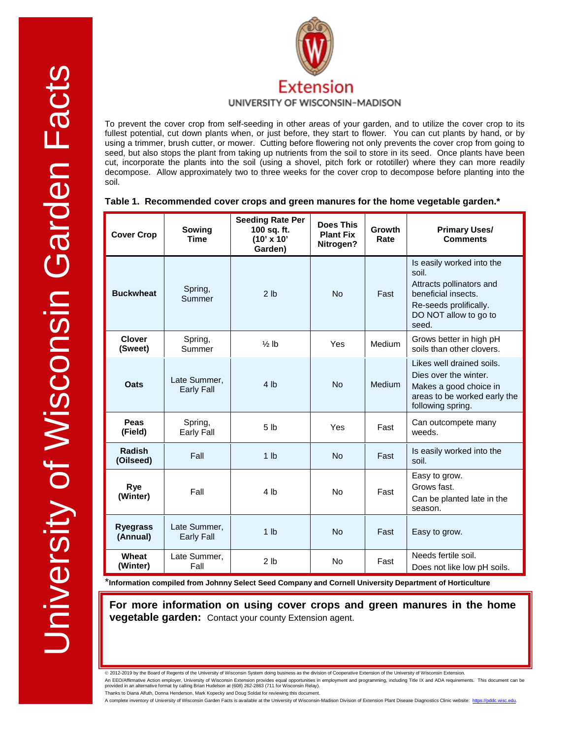To prevent the cover crop from self-seeding in other areas of your garden, and to utilize the cover crop to its fullest potential, cut down plants when, or just before, they start to flower. You can cut plants by hand, or by using a trimmer, brush cutter, or mower. Cutting before flowering not only prevents the cover crop from going to seed, but also stops the plant from taking up nutrients from the soil to store in its seed. Once plants have been cut, incorporate the plants into the soil (using a shovel, pitch fork or rototiller) where they can more readily decompose. Allow approximately two to three weeks for the cover crop to decompose before planting into the soil.

**Table 1. Recommended cover crops and green manures for the home vegetable garden.***

| Cover Crop | Sowing Time | Seeding Rate Per 100 sq. ft. (10' x 10' Garden) | Does This Plant Fix Nitrogen? | Growth Rate | Primary Uses/ Comments |
|---|---|---|---|---|---|
| **Buckwheat** | Spring, Summer | 2 lb | No | Fast | Is easily worked into the soil. Attracts pollinators and beneficial insects. Re-seeds prolifically. DO NOT allow to go to seed. |
| **Clover (Sweet)** | Spring, Summer | ½ lb | Yes | Medium | Grows better in high pH soils than other clovers. |
| **Oats** | Late Summer, Early Fall | 4 lb | No | Medium | Likes well drained soils. Dies over the winter. Makes a good choice in areas to be worked early the following spring. |
| **Peas (Field)** | Spring, Early Fall | 5 lb | Yes | Fast | Can outcompete many weeds. |
| **Radish (Oilseed)** | Fall | 1 lb | No | Fast | Is easily worked into the soil. |
| **Rye (Winter)** | Fall | 4 lb | No | Fast | Easy to grow. Grows fast. Can be planted late in the season. |
| **Ryegrass (Annual)** | Late Summer, Early Fall | 1 lb | No | Fast | Easy to grow. |
| **Wheat (Winter)** | Late Summer, Fall | 2 lb | No | Fast | Needs fertile soil. Does not like low pH soils. |

***Information compiled from Johnny Select Seed Company and Cornell University Department of Horticulture**

**For more information on using cover crops and green manures in the home vegetable garden:** Contact your county Extension agent.

© 2012-2019 by the Board of Regents of the University of Wisconsin System doing business as the division of Cooperative Extension of the University of Wisconsin Extension.

An EEO/Affirmative Action employer, University of Wisconsin Extension provides equal opportunities in employment and programming, including Title IX and ADA requirements. This document can be provided in an alternative format by calling Brian Hudelson at (608) 262-2863 (711 for Wisconsin Relay).

Thanks to Diana Alfuth, Donna Henderson, Mark Kopecky and Doug Soldat for reviewing this document.

A complete inventory of University of Wisconsin Garden Facts is available at the University of Wisconsin-Madison Division of Extension Plant Disease Diagnostics Clinic website: https://pddc.wisc.edu.